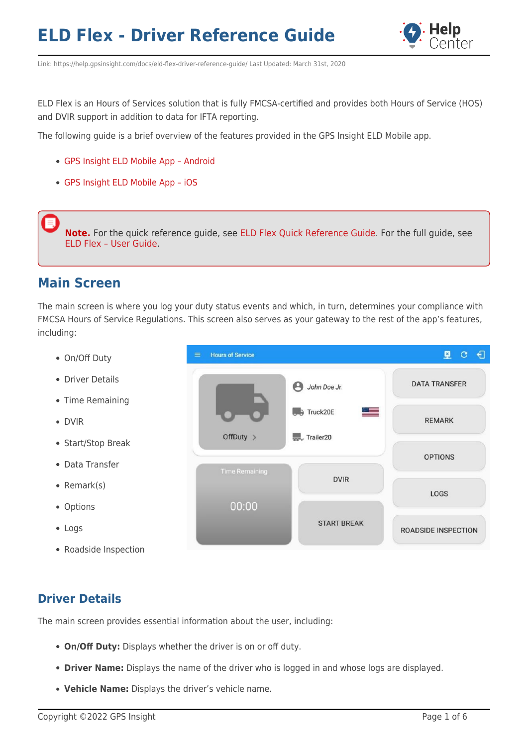# ELD Flex - Driver Reference Guide

Link: https://help.gpsinsight.com/docs/eld-flex-driver-reference-guide/ Last Updated: March 31st, 2020

ELD Flex is an Hours of Services solution that is fully FMCSA-certified and provides both Hours of Service (HOS) and DVIR support in addition to data for IFTA reporting.

The following guide is a brief overview of the features provided in the GPS Insight ELD Mobile app.

- GPS Insight ELD Mobile App – Android
- GPS Insight ELD Mobile App – iOS

**Note.** For the quick reference guide, see ELD Flex Quick Reference Guide. For the full guide, see ELD Flex – User Guide.

## Main Screen

The main screen is where you log your duty status events and which, in turn, determines your compliance with FMCSA Hours of Service Regulations. This screen also serves as your gateway to the rest of the app's features, including:

- On/Off Duty
- Driver Details
- Time Remaining
- DVIR
- Start/Stop Break
- Data Transfer
- Remark(s)
- Options
- Logs
- Roadside Inspection

## Driver Details

The main screen provides essential information about the user, including:

- **On/Off Duty:** Displays whether the driver is on or off duty.
- **Driver Name:** Displays the name of the driver who is logged in and whose logs are displayed.
- **Vehicle Name:** Displays the driver's vehicle name.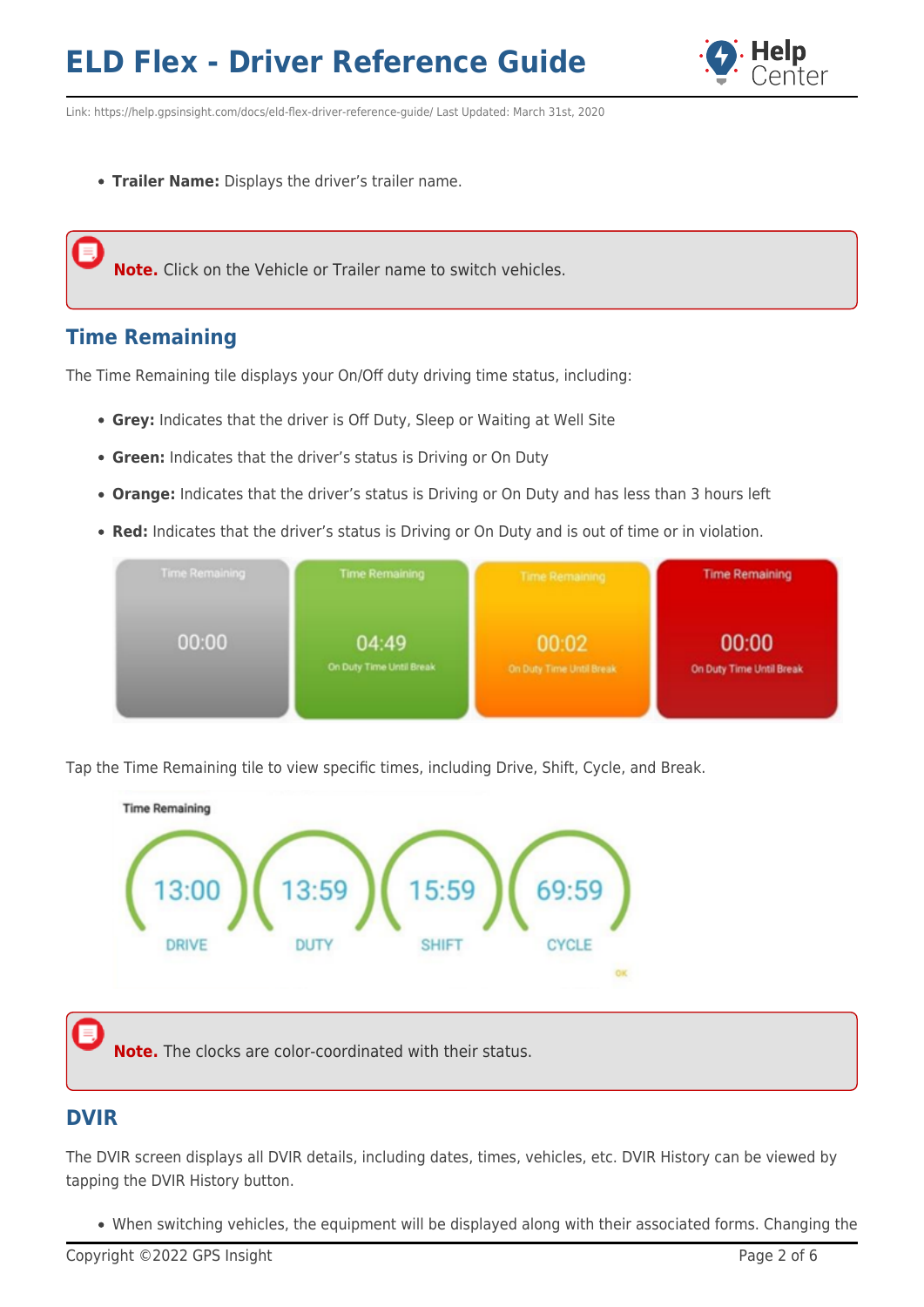- **Trailer Name:** Displays the driver's trailer name.

> **Note.** Click on the Vehicle or Trailer name to switch vehicles.

## Time Remaining

The Time Remaining tile displays your On/Off duty driving time status, including:

- **Grey:** Indicates that the driver is Off Duty, Sleep or Waiting at Well Site
- **Green:** Indicates that the driver's status is Driving or On Duty
- **Orange:** Indicates that the driver's status is Driving or On Duty and has less than 3 hours left
- **Red:** Indicates that the driver's status is Driving or On Duty and is out of time or in violation.

Tap the Time Remaining tile to view specific times, including Drive, Shift, Cycle, and Break.

> **Note.** The clocks are color-coordinated with their status.

## DVIR

The DVIR screen displays all DVIR details, including dates, times, vehicles, etc. DVIR History can be viewed by tapping the DVIR History button.

- When switching vehicles, the equipment will be displayed along with their associated forms. Changing the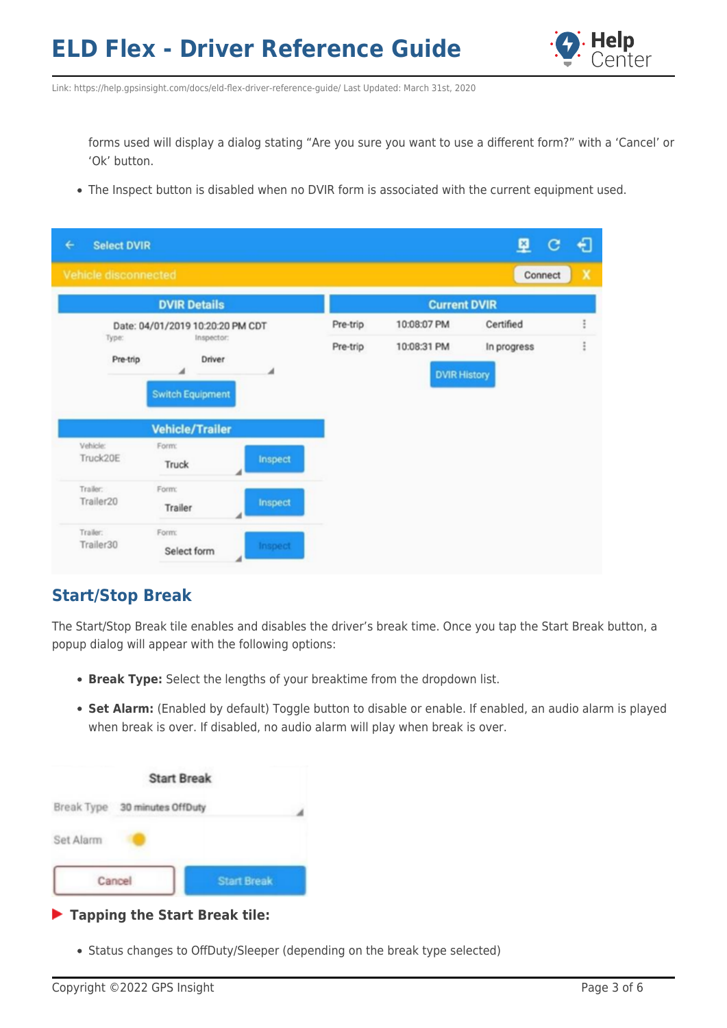forms used will display a dialog stating "Are you sure you want to use a different form?" with a 'Cancel' or 'Ok' button.

- The Inspect button is disabled when no DVIR form is associated with the current equipment used.

## Start/Stop Break

The Start/Stop Break tile enables and disables the driver's break time. Once you tap the Start Break button, a popup dialog will appear with the following options:

- **Break Type:** Select the lengths of your breaktime from the dropdown list.
- **Set Alarm:** (Enabled by default) Toggle button to disable or enable. If enabled, an audio alarm is played when break is over. If disabled, no audio alarm will play when break is over.

### Tapping the Start Break tile:

- Status changes to OffDuty/Sleeper (depending on the break type selected)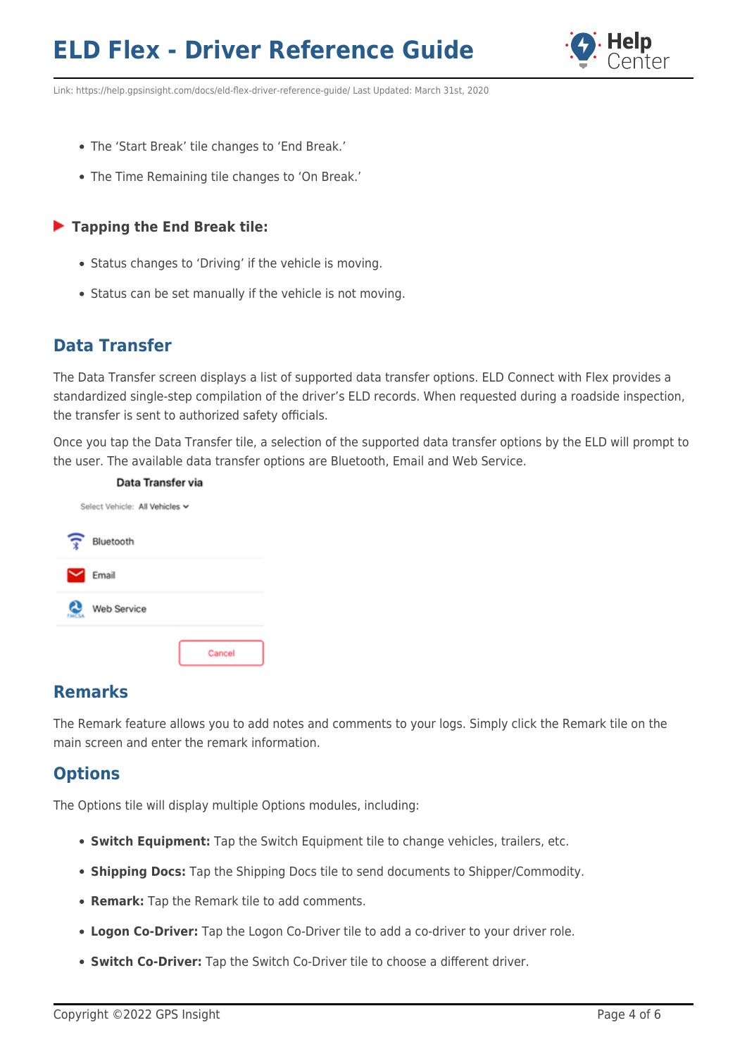- The 'Start Break' tile changes to 'End Break.'
- The Time Remaining tile changes to 'On Break.'

**Tapping the End Break tile:**

- Status changes to 'Driving' if the vehicle is moving.
- Status can be set manually if the vehicle is not moving.

## Data Transfer

The Data Transfer screen displays a list of supported data transfer options. ELD Connect with Flex provides a standardized single-step compilation of the driver's ELD records. When requested during a roadside inspection, the transfer is sent to authorized safety officials.

Once you tap the Data Transfer tile, a selection of the supported data transfer options by the ELD will prompt to the user. The available data transfer options are Bluetooth, Email and Web Service.

Data Transfer via

Select Vehicle: All Vehicles

Bluetooth

Email

Web Service

Cancel

## Remarks

The Remark feature allows you to add notes and comments to your logs. Simply click the Remark tile on the main screen and enter the remark information.

## Options

The Options tile will display multiple Options modules, including:

- **Switch Equipment:** Tap the Switch Equipment tile to change vehicles, trailers, etc.
- **Shipping Docs:** Tap the Shipping Docs tile to send documents to Shipper/Commodity.
- **Remark:** Tap the Remark tile to add comments.
- **Logon Co-Driver:** Tap the Logon Co-Driver tile to add a co-driver to your driver role.
- **Switch Co-Driver:** Tap the Switch Co-Driver tile to choose a different driver.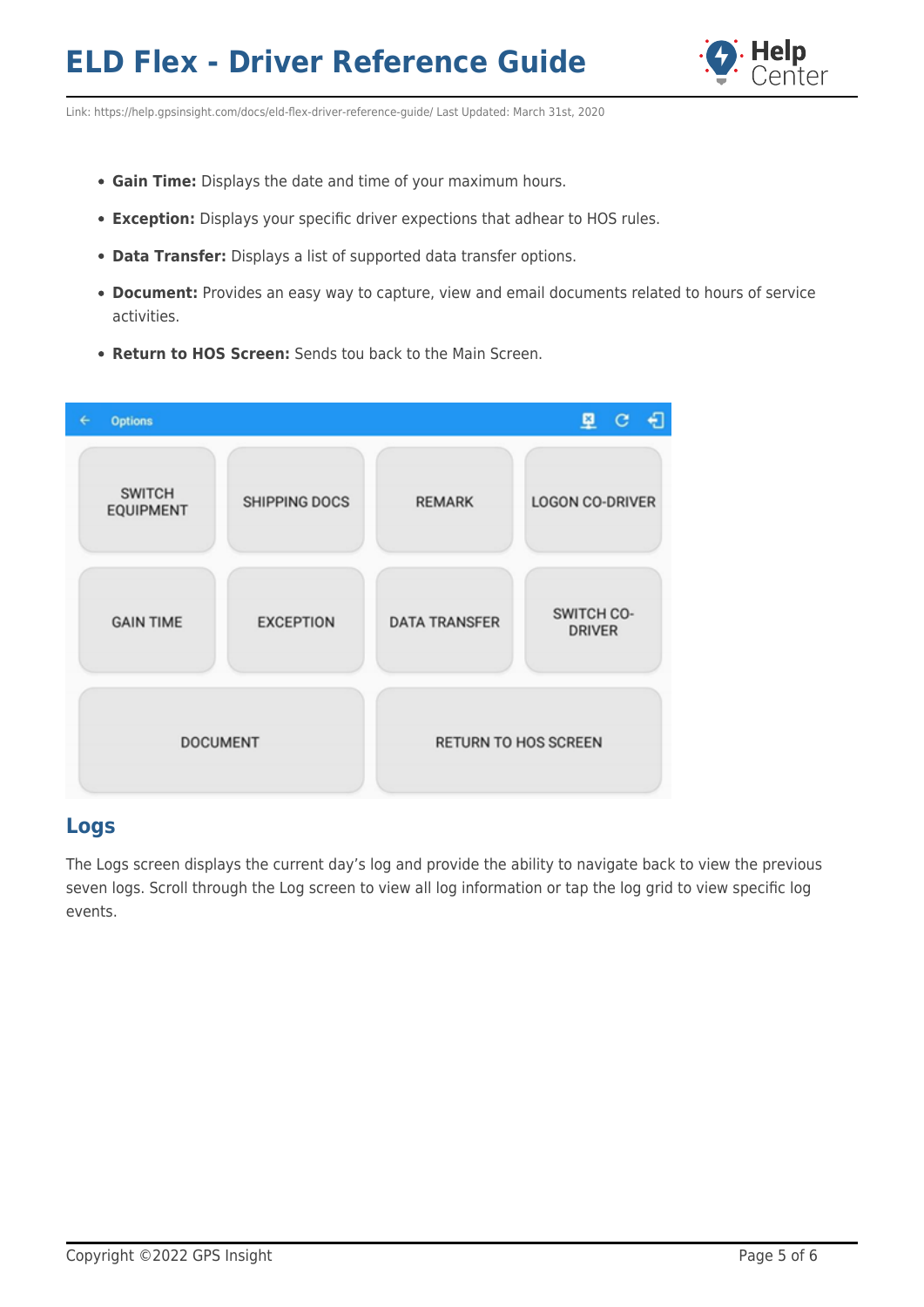- **Gain Time:** Displays the date and time of your maximum hours.
- **Exception:** Displays your specific driver expections that adhear to HOS rules.
- **Data Transfer:** Displays a list of supported data transfer options.
- **Document:** Provides an easy way to capture, view and email documents related to hours of service activities.
- **Return to HOS Screen:** Sends tou back to the Main Screen.

## Logs

The Logs screen displays the current day's log and provide the ability to navigate back to view the previous seven logs. Scroll through the Log screen to view all log information or tap the log grid to view specific log events.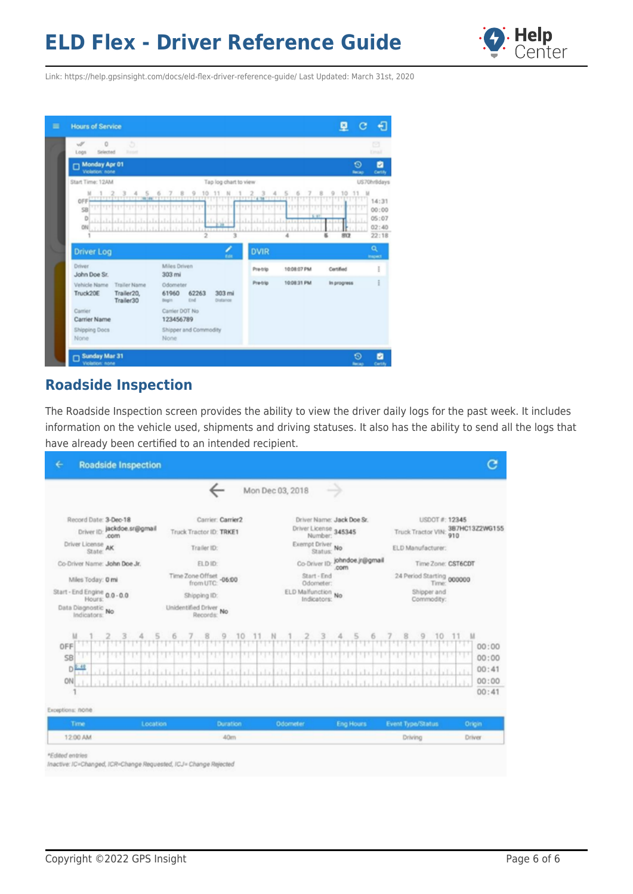Link: https://help.gpsinsight.com/docs/eld-flex-driver-reference-guide/ Last Updated: March 31st, 2020

## Roadside Inspection

The Roadside Inspection screen provides the ability to view the driver daily logs for the past week. It includes information on the vehicle used, shipments and driving statuses. It also has the ability to send all the logs that have already been certified to an intended recipient.